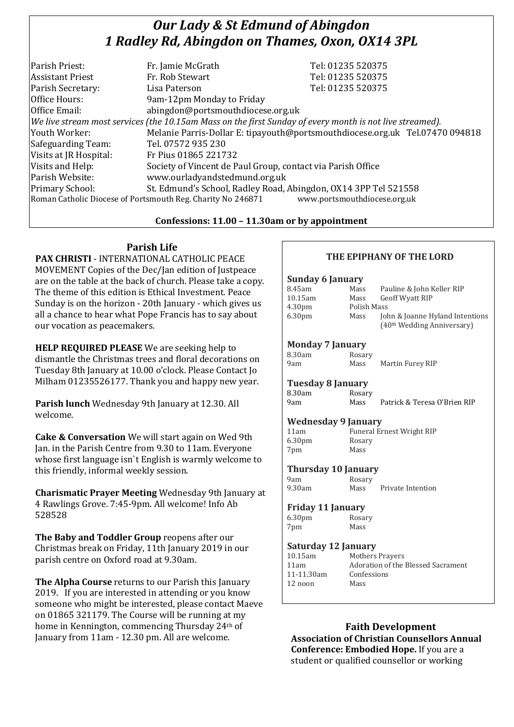# *Our Lady & St Edmund of Abingdon*
# *1 Radley Rd, Abingdon on Thames, Oxon, OX14 3PL*

| | | |
|---|---|---|
| Parish Priest: | Fr. Jamie McGrath | Tel: 01235 520375 |
| Assistant Priest | Fr. Rob Stewart | Tel: 01235 520375 |
| Parish Secretary: | Lisa Paterson | Tel: 01235 520375 |
| Office Hours: | 9am-12pm Monday to Friday | |
| Office Email: | abingdon@portsmouthdiocese.org.uk | |

*We live stream most services (the 10.15am Mass on the first Sunday of every month is not live streamed).*

| | |
|---|---|
| Youth Worker: | Melanie Parris-Dollar E: tipayouth@portsmouthdiocese.org.uk Tel.07470 094818 |
| Safeguarding Team: | Tel. 07572 935 230 |
| Visits at JR Hospital: | Fr Pius 01865 221732 |
| Visits and Help: | Society of Vincent de Paul Group, contact via Parish Office |
| Parish Website: | www.ourladyandstedmund.org.uk |
| Primary School: | St. Edmund's School, Radley Road, Abingdon, OX14 3PP Tel 521558 |

Roman Catholic Diocese of Portsmouth Reg. Charity No 246871 www.portsmouthdiocese.org.uk

**Confessions: 11.00 – 11.30am or by appointment**

## Parish Life

**PAX CHRISTI** - INTERNATIONAL CATHOLIC PEACE MOVEMENT Copies of the Dec/Jan edition of Justpeace are on the table at the back of church. Please take a copy. The theme of this edition is Ethical Investment. Peace Sunday is on the horizon - 20th January - which gives us all a chance to hear what Pope Francis has to say about our vocation as peacemakers.

**HELP REQUIRED PLEASE** We are seeking help to dismantle the Christmas trees and floral decorations on Tuesday 8th January at 10.00 o'clock. Please Contact Jo Milham 01235526177. Thank you and happy new year.

**Parish lunch** Wednesday 9th January at 12.30. All welcome.

**Cake & Conversation** We will start again on Wed 9th Jan. in the Parish Centre from 9.30 to 11am. Everyone whose first language isn`t English is warmly welcome to this friendly, informal weekly session.

**Charismatic Prayer Meeting** Wednesday 9th January at 4 Rawlings Grove. 7:45-9pm. All welcome! Info Ab 528528

**The Baby and Toddler Group** reopens after our Christmas break on Friday, 11th January 2019 in our parish centre on Oxford road at 9.30am.

**The Alpha Course** returns to our Parish this January 2019. If you are interested in attending or you know someone who might be interested, please contact Maeve on 01865 321179. The Course will be running at my home in Kennington, commencing Thursday 24th of January from 11am - 12.30 pm. All are welcome.

## THE EPIPHANY OF THE LORD

### Sunday 6 January

| | | |
|---|---|---|
| 8.45am | Mass | Pauline & John Keller RIP |
| 10.15am | Mass | Geoff Wyatt RIP |
| 4.30pm | Polish Mass | |
| 6.30pm | Mass | John & Joanne Hyland Intentions (40th Wedding Anniversary) |

### Monday 7 January

| | | |
|---|---|---|
| 8.30am | Rosary | |
| 9am | Mass | Martin Furey RIP |

### Tuesday 8 January

| | | |
|---|---|---|
| 8.30am | Rosary | |
| 9am | Mass | Patrick & Teresa O'Brien RIP |

### Wednesday 9 January

| | |
|---|---|
| 11am | Funeral Ernest Wright RIP |
| 6.30pm | Rosary |
| 7pm | Mass |

### Thursday 10 January

| | | |
|---|---|---|
| 9am | Rosary | |
| 9.30am | Mass | Private Intention |

### Friday 11 January

| | |
|---|---|
| 6.30pm | Rosary |
| 7pm | Mass |

### Saturday 12 January

| | |
|---|---|
| 10.15am | Mothers Prayers |
| 11am | Adoration of the Blessed Sacrament |
| 11-11.30am | Confessions |
| 12 noon | Mass |

## Faith Development

**Association of Christian Counsellors Annual Conference: Embodied Hope.** If you are a student or qualified counsellor or working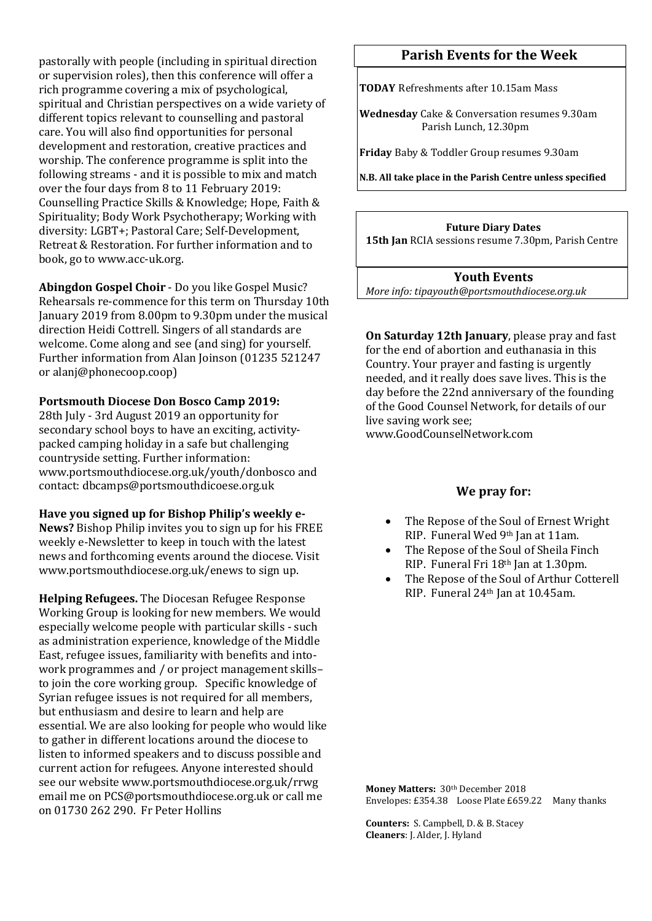pastorally with people (including in spiritual direction or supervision roles), then this conference will offer a rich programme covering a mix of psychological, spiritual and Christian perspectives on a wide variety of different topics relevant to counselling and pastoral care. You will also find opportunities for personal development and restoration, creative practices and worship. The conference programme is split into the following streams - and it is possible to mix and match over the four days from 8 to 11 February 2019: Counselling Practice Skills & Knowledge; Hope, Faith & Spirituality; Body Work Psychotherapy; Working with diversity: LGBT+; Pastoral Care; Self-Development, Retreat & Restoration. For further information and to book, go to www.acc-uk.org.

**Abingdon Gospel Choir** - Do you like Gospel Music? Rehearsals re-commence for this term on Thursday 10th January 2019 from 8.00pm to 9.30pm under the musical direction Heidi Cottrell. Singers of all standards are welcome. Come along and see (and sing) for yourself. Further information from Alan Joinson (01235 521247 or alanj@phonecoop.coop)

**Portsmouth Diocese Don Bosco Camp 2019:** 28th July - 3rd August 2019 an opportunity for secondary school boys to have an exciting, activity-packed camping holiday in a safe but challenging countryside setting. Further information: www.portsmouthdiocese.org.uk/youth/donbosco and contact: dbcamps@portsmouthdicoese.org.uk

**Have you signed up for Bishop Philip's weekly e-News?** Bishop Philip invites you to sign up for his FREE weekly e-Newsletter to keep in touch with the latest news and forthcoming events around the diocese. Visit www.portsmouthdiocese.org.uk/enews to sign up.

**Helping Refugees.** The Diocesan Refugee Response Working Group is looking for new members. We would especially welcome people with particular skills - such as administration experience, knowledge of the Middle East, refugee issues, familiarity with benefits and into-work programmes and / or project management skills– to join the core working group. Specific knowledge of Syrian refugee issues is not required for all members, but enthusiasm and desire to learn and help are essential. We are also looking for people who would like to gather in different locations around the diocese to listen to informed speakers and to discuss possible and current action for refugees. Anyone interested should see our website www.portsmouthdiocese.org.uk/rrwg email me on PCS@portsmouthdiocese.org.uk or call me on 01730 262 290. Fr Peter Hollins

## Parish Events for the Week

**TODAY** Refreshments after 10.15am Mass

**Wednesday** Cake & Conversation resumes 9.30am
Parish Lunch, 12.30pm

**Friday** Baby & Toddler Group resumes 9.30am

**N.B. All take place in the Parish Centre unless specified**

**Future Diary Dates**

**15th Jan** RCIA sessions resume 7.30pm, Parish Centre

**Youth Events**

*More info: tipayouth@portsmouthdiocese.org.uk*

**On Saturday 12th January**, please pray and fast for the end of abortion and euthanasia in this Country. Your prayer and fasting is urgently needed, and it really does save lives. This is the day before the 22nd anniversary of the founding of the Good Counsel Network, for details of our live saving work see; www.GoodCounselNetwork.com

### We pray for:

- The Repose of the Soul of Ernest Wright RIP. Funeral Wed 9th Jan at 11am.
- The Repose of the Soul of Sheila Finch RIP. Funeral Fri 18th Jan at 1.30pm.
- The Repose of the Soul of Arthur Cotterell RIP. Funeral 24th Jan at 10.45am.

**Money Matters:** 30th December 2018
Envelopes: £354.38 Loose Plate £659.22 Many thanks

**Counters:** S. Campbell, D. & B. Stacey
**Cleaners**: J. Alder, J. Hyland